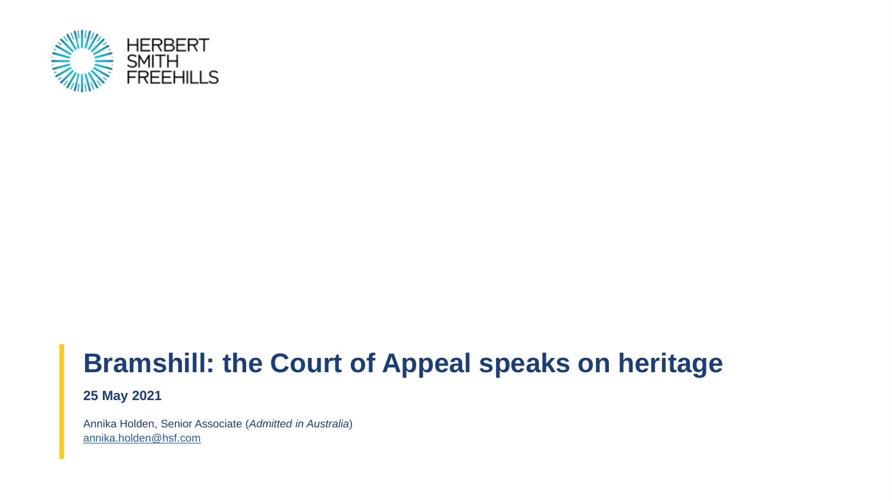HERBERT SMITH FREEHILLS

# Bramshill: the Court of Appeal speaks on heritage

**25 May 2021**

Annika Holden, Senior Associate (*Admitted in Australia*)
annika.holden@hsf.com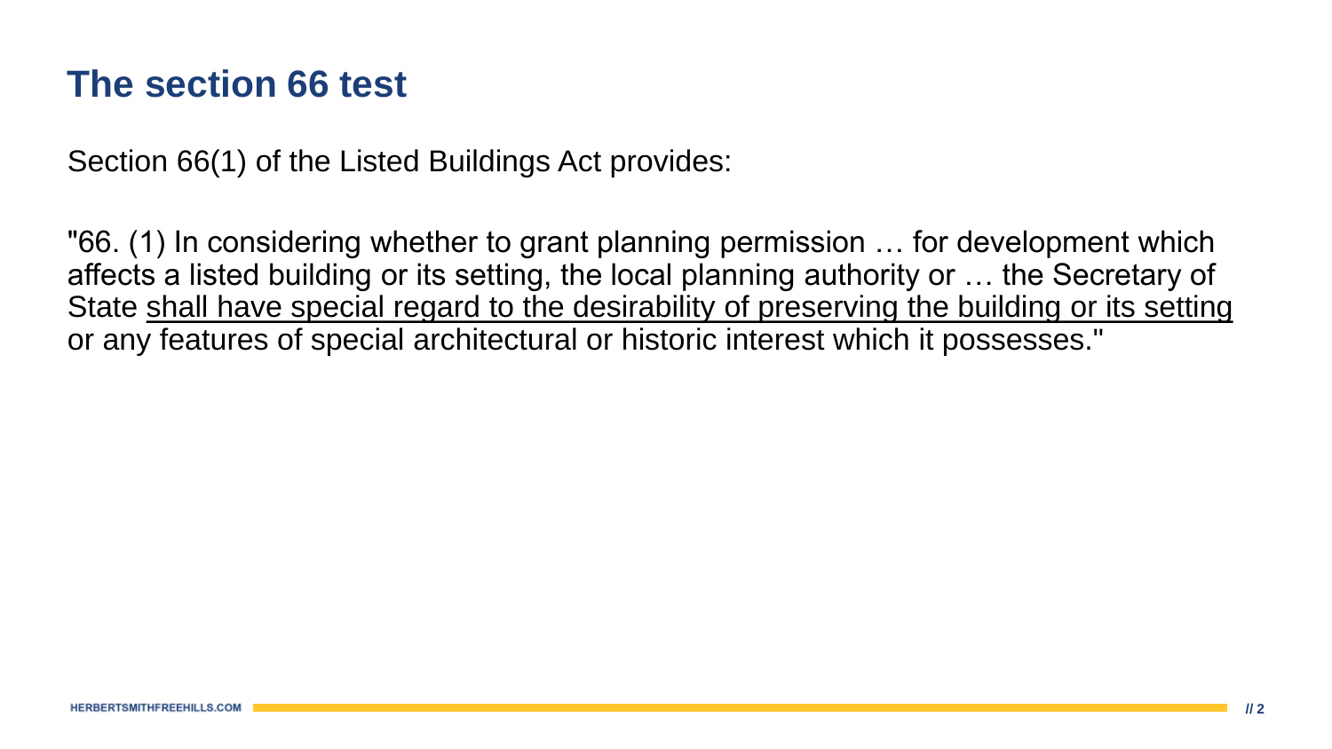# The section 66 test

Section 66(1) of the Listed Buildings Act provides:

"66. (1) In considering whether to grant planning permission … for development which affects a listed building or its setting, the local planning authority or … the Secretary of State <u>shall have special regard to the desirability of preserving the building or its setting</u> or any features of special architectural or historic interest which it possesses."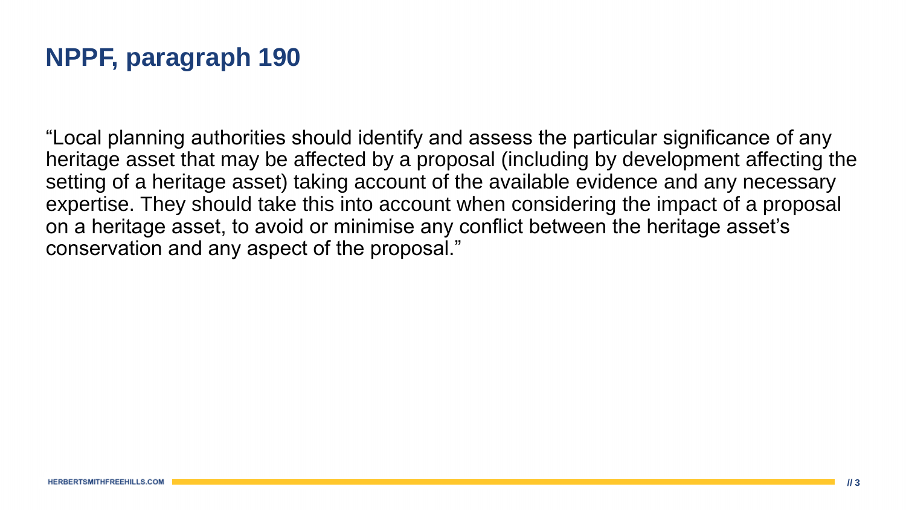# NPPF, paragraph 190

"Local planning authorities should identify and assess the particular significance of any heritage asset that may be affected by a proposal (including by development affecting the setting of a heritage asset) taking account of the available evidence and any necessary expertise. They should take this into account when considering the impact of a proposal on a heritage asset, to avoid or minimise any conflict between the heritage asset's conservation and any aspect of the proposal."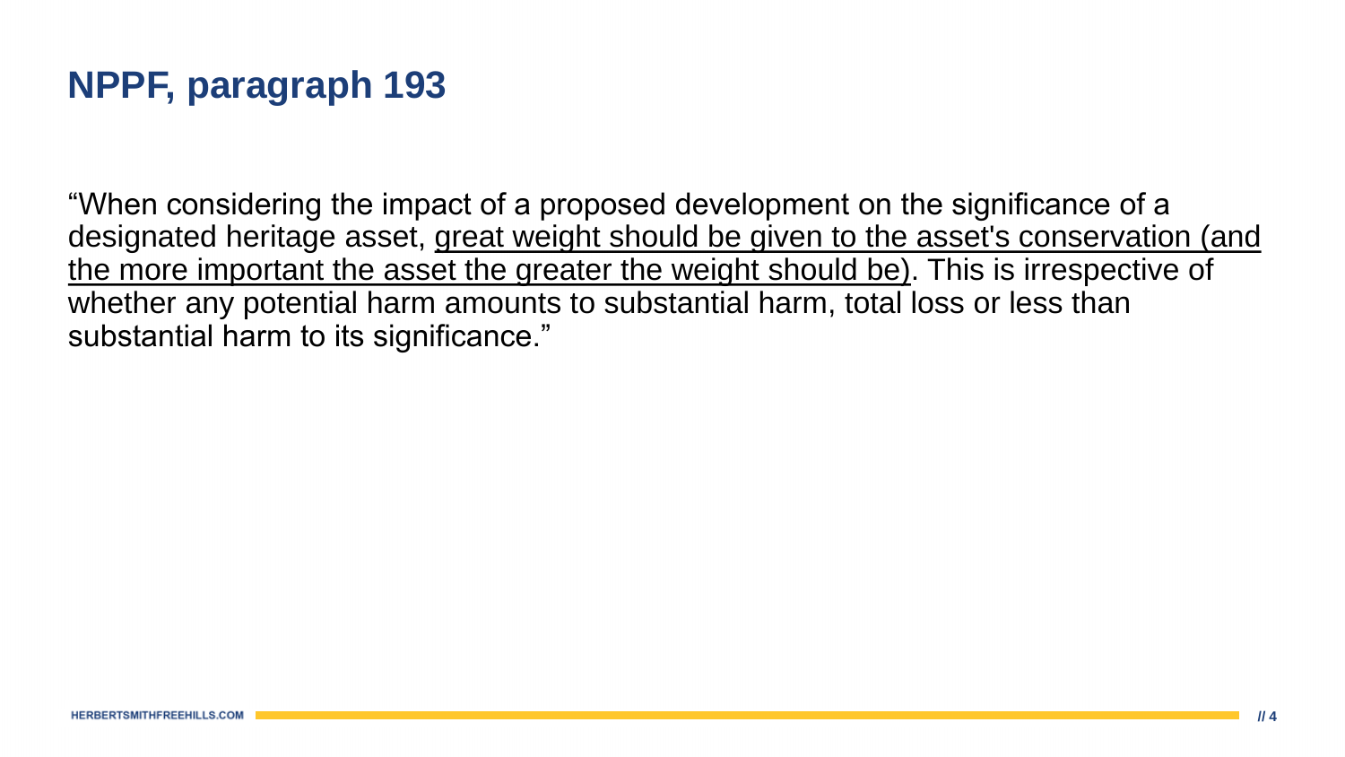# NPPF, paragraph 193

"When considering the impact of a proposed development on the significance of a designated heritage asset, <u>great weight should be given to the asset's conservation (and the more important the asset the greater the weight should be)</u>. This is irrespective of whether any potential harm amounts to substantial harm, total loss or less than substantial harm to its significance."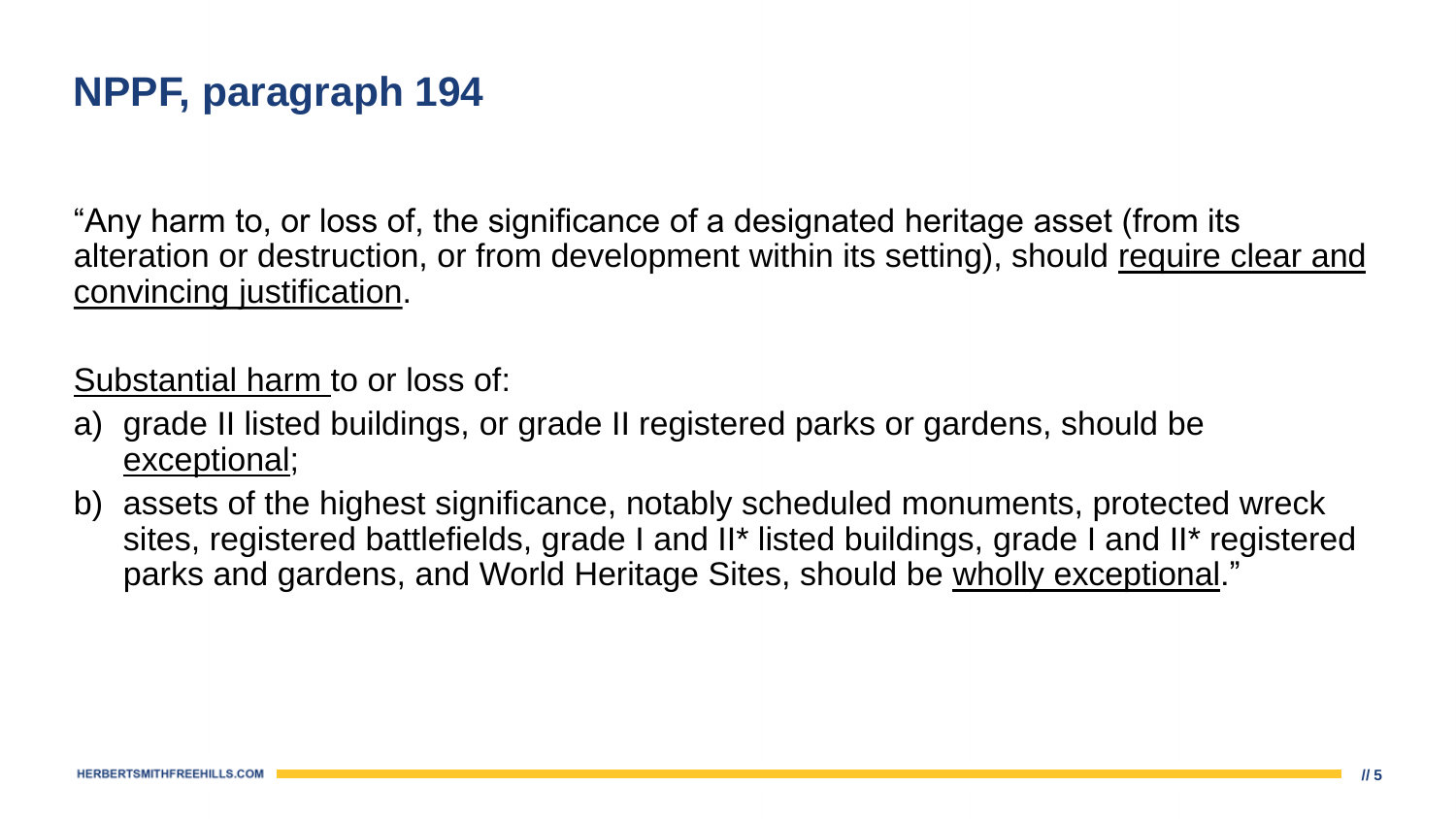# NPPF, paragraph 194

"Any harm to, or loss of, the significance of a designated heritage asset (from its alteration or destruction, or from development within its setting), should <u>require clear and convincing justification</u>.

<u>Substantial harm</u> to or loss of:

a) grade II listed buildings, or grade II registered parks or gardens, should be <u>exceptional</u>;
b) assets of the highest significance, notably scheduled monuments, protected wreck sites, registered battlefields, grade I and II* listed buildings, grade I and II* registered parks and gardens, and World Heritage Sites, should be <u>wholly exceptional</u>."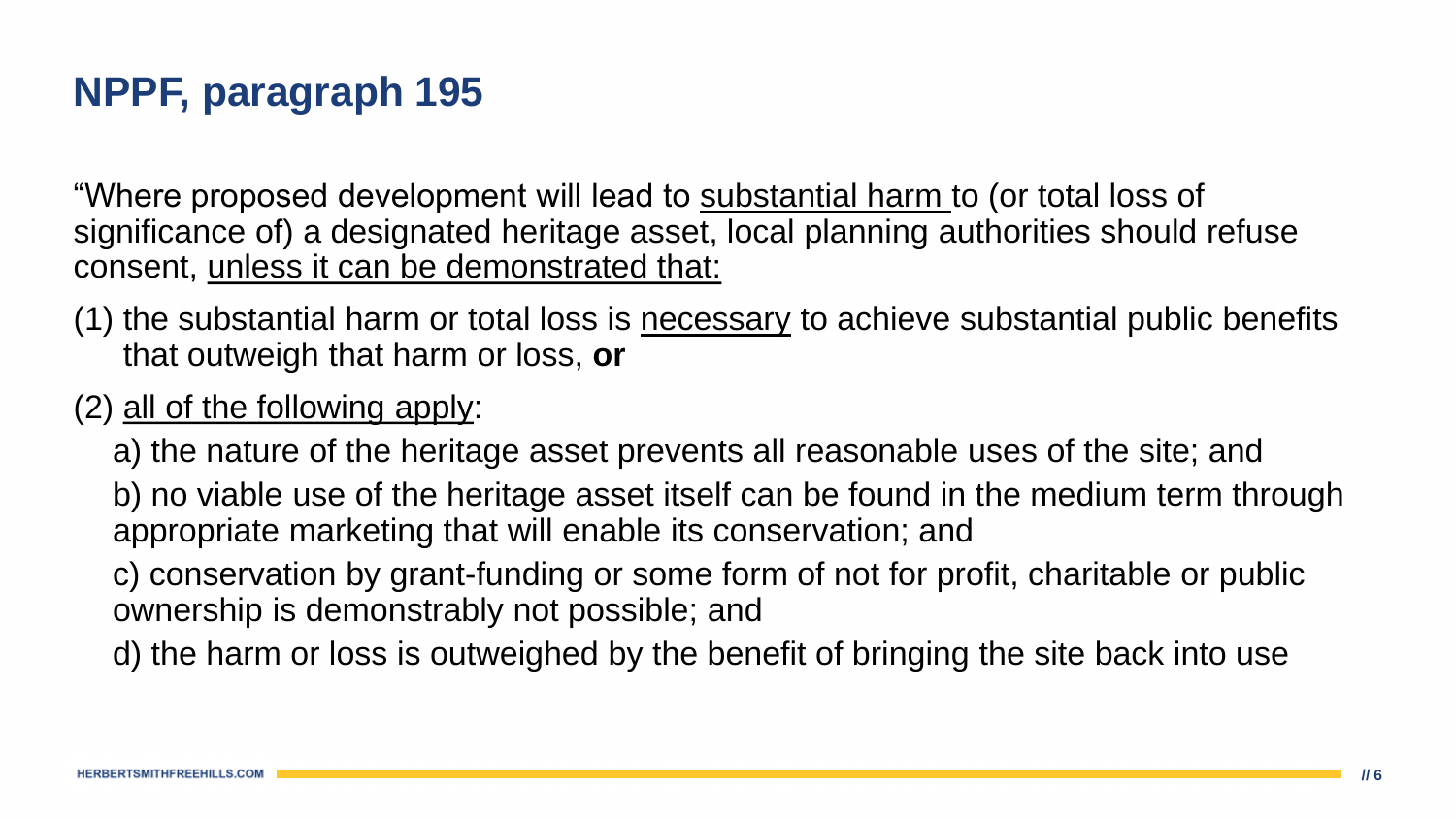# NPPF, paragraph 195

"Where proposed development will lead to <u>substantial harm</u> to (or total loss of significance of) a designated heritage asset, local planning authorities should refuse consent, <u>unless it can be demonstrated that:</u>

(1) the substantial harm or total loss is <u>necessary</u> to achieve substantial public benefits that outweigh that harm or loss, **or**

(2) <u>all of the following apply</u>:

a) the nature of the heritage asset prevents all reasonable uses of the site; and

b) no viable use of the heritage asset itself can be found in the medium term through appropriate marketing that will enable its conservation; and

c) conservation by grant-funding or some form of not for profit, charitable or public ownership is demonstrably not possible; and

d) the harm or loss is outweighed by the benefit of bringing the site back into use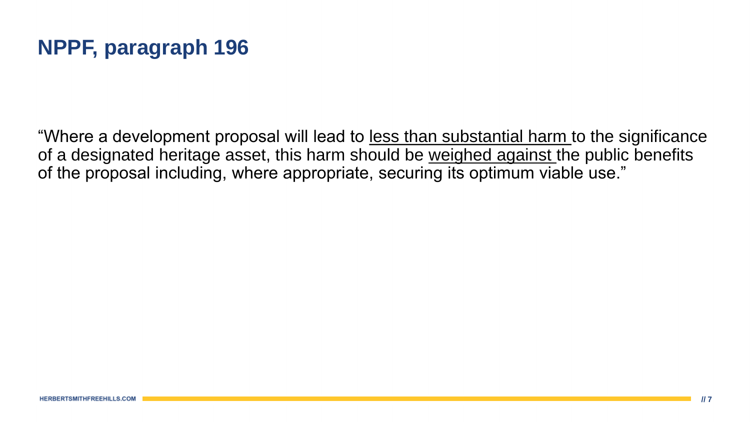# NPPF, paragraph 196

"Where a development proposal will lead to <u>less than substantial harm</u> to the significance of a designated heritage asset, this harm should be <u>weighed against</u> the public benefits of the proposal including, where appropriate, securing its optimum viable use."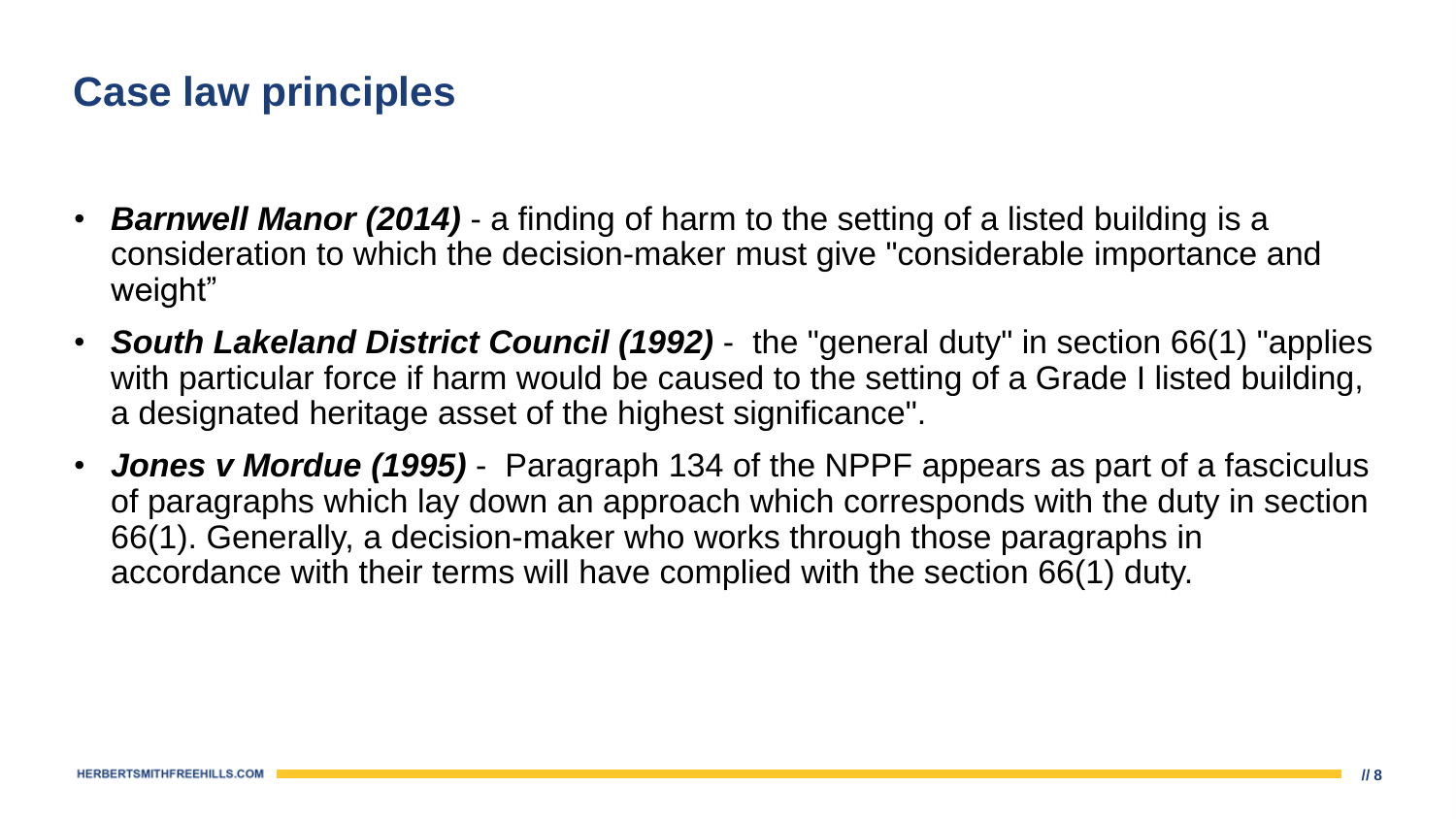## Case law principles

- ***Barnwell Manor (2014)*** - a finding of harm to the setting of a listed building is a consideration to which the decision-maker must give "considerable importance and weight"
- ***South Lakeland District Council (1992)*** - the "general duty" in section 66(1) "applies with particular force if harm would be caused to the setting of a Grade I listed building, a designated heritage asset of the highest significance".
- ***Jones v Mordue (1995)*** - Paragraph 134 of the NPPF appears as part of a fasciculus of paragraphs which lay down an approach which corresponds with the duty in section 66(1). Generally, a decision-maker who works through those paragraphs in accordance with their terms will have complied with the section 66(1) duty.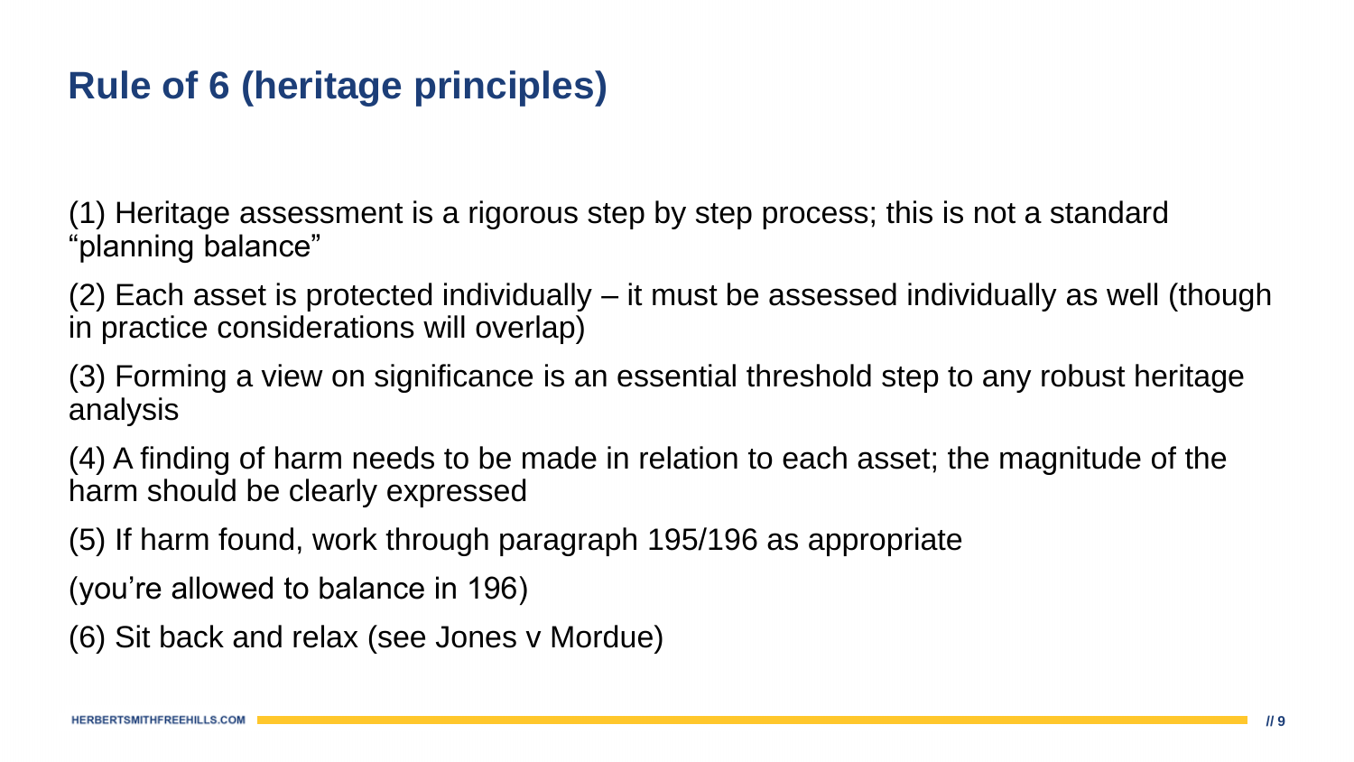# Rule of 6 (heritage principles)

(1) Heritage assessment is a rigorous step by step process; this is not a standard "planning balance"

(2) Each asset is protected individually – it must be assessed individually as well (though in practice considerations will overlap)

(3) Forming a view on significance is an essential threshold step to any robust heritage analysis

(4) A finding of harm needs to be made in relation to each asset; the magnitude of the harm should be clearly expressed

(5) If harm found, work through paragraph 195/196 as appropriate

(you're allowed to balance in 196)

(6) Sit back and relax (see Jones v Mordue)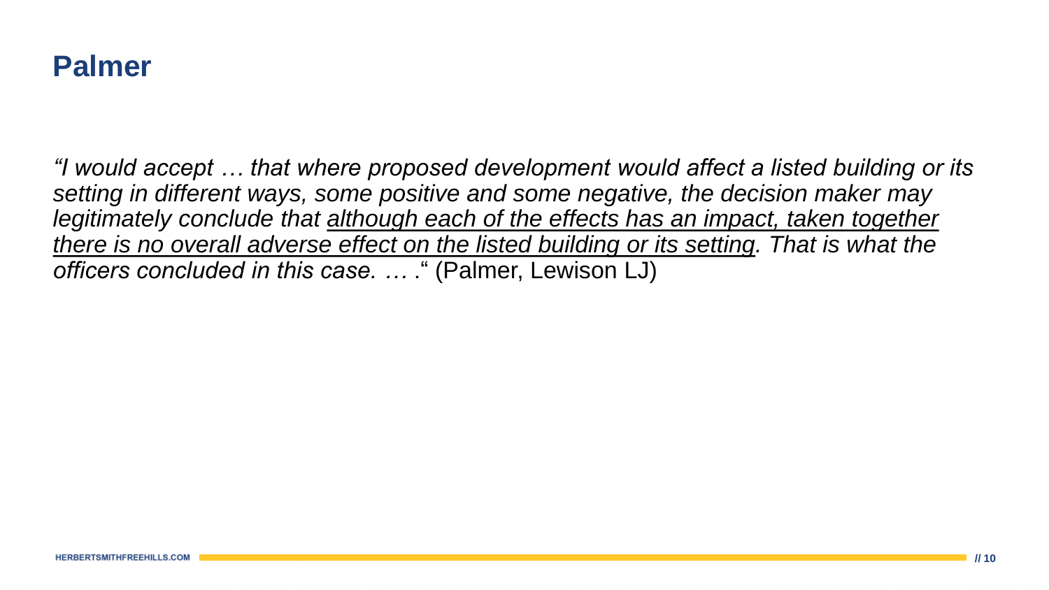# Palmer

*"I would accept … that where proposed development would affect a listed building or its setting in different ways, some positive and some negative, the decision maker may legitimately conclude that <u>although each of the effects has an impact, taken together there is no overall adverse effect on the listed building or its setting</u>. That is what the officers concluded in this case. … ."* (Palmer, Lewison LJ)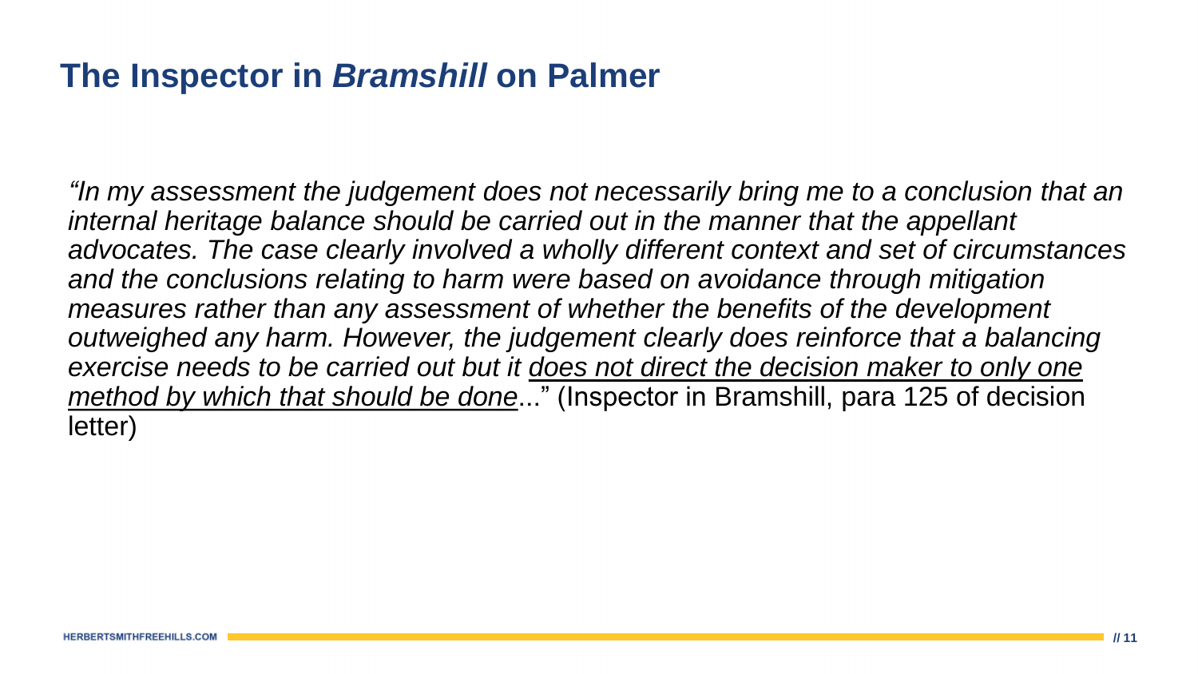## The Inspector in *Bramshill* on Palmer

*"In my assessment the judgement does not necessarily bring me to a conclusion that an internal heritage balance should be carried out in the manner that the appellant advocates. The case clearly involved a wholly different context and set of circumstances and the conclusions relating to harm were based on avoidance through mitigation measures rather than any assessment of whether the benefits of the development outweighed any harm. However, the judgement clearly does reinforce that a balancing exercise needs to be carried out but it <u>does not direct the decision maker to only one method by which that should be done</u>...*" (Inspector in Bramshill, para 125 of decision letter)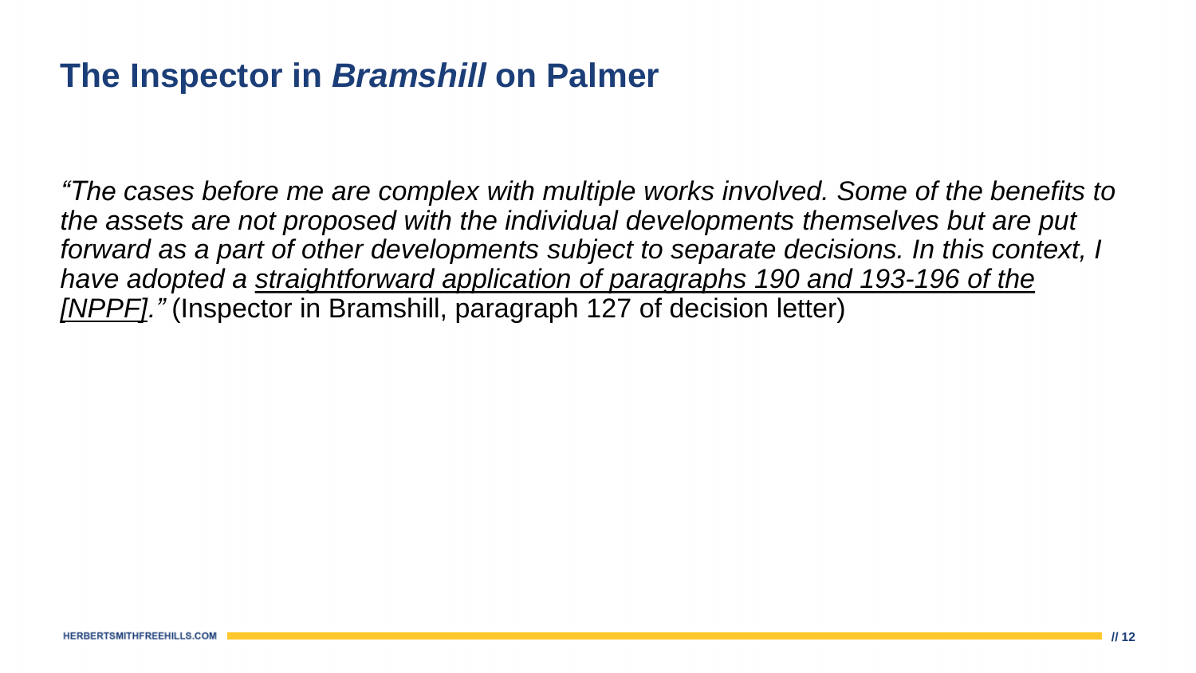# The Inspector in *Bramshill* on Palmer

*"The cases before me are complex with multiple works involved. Some of the benefits to the assets are not proposed with the individual developments themselves but are put forward as a part of other developments subject to separate decisions. In this context, I have adopted a <u>straightforward application of paragraphs 190 and 193-196 of the [NPPF]</u>."* (Inspector in Bramshill, paragraph 127 of decision letter)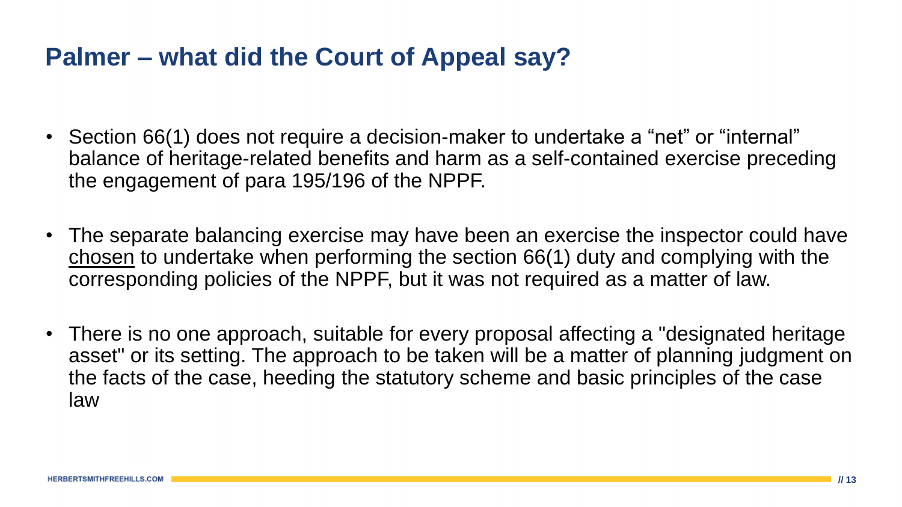## Palmer – what did the Court of Appeal say?

- Section 66(1) does not require a decision-maker to undertake a “net” or “internal” balance of heritage-related benefits and harm as a self-contained exercise preceding the engagement of para 195/196 of the NPPF.
- The separate balancing exercise may have been an exercise the inspector could have <u>chosen</u> to undertake when performing the section 66(1) duty and complying with the corresponding policies of the NPPF, but it was not required as a matter of law.
- There is no one approach, suitable for every proposal affecting a "designated heritage asset" or its setting. The approach to be taken will be a matter of planning judgment on the facts of the case, heeding the statutory scheme and basic principles of the case law